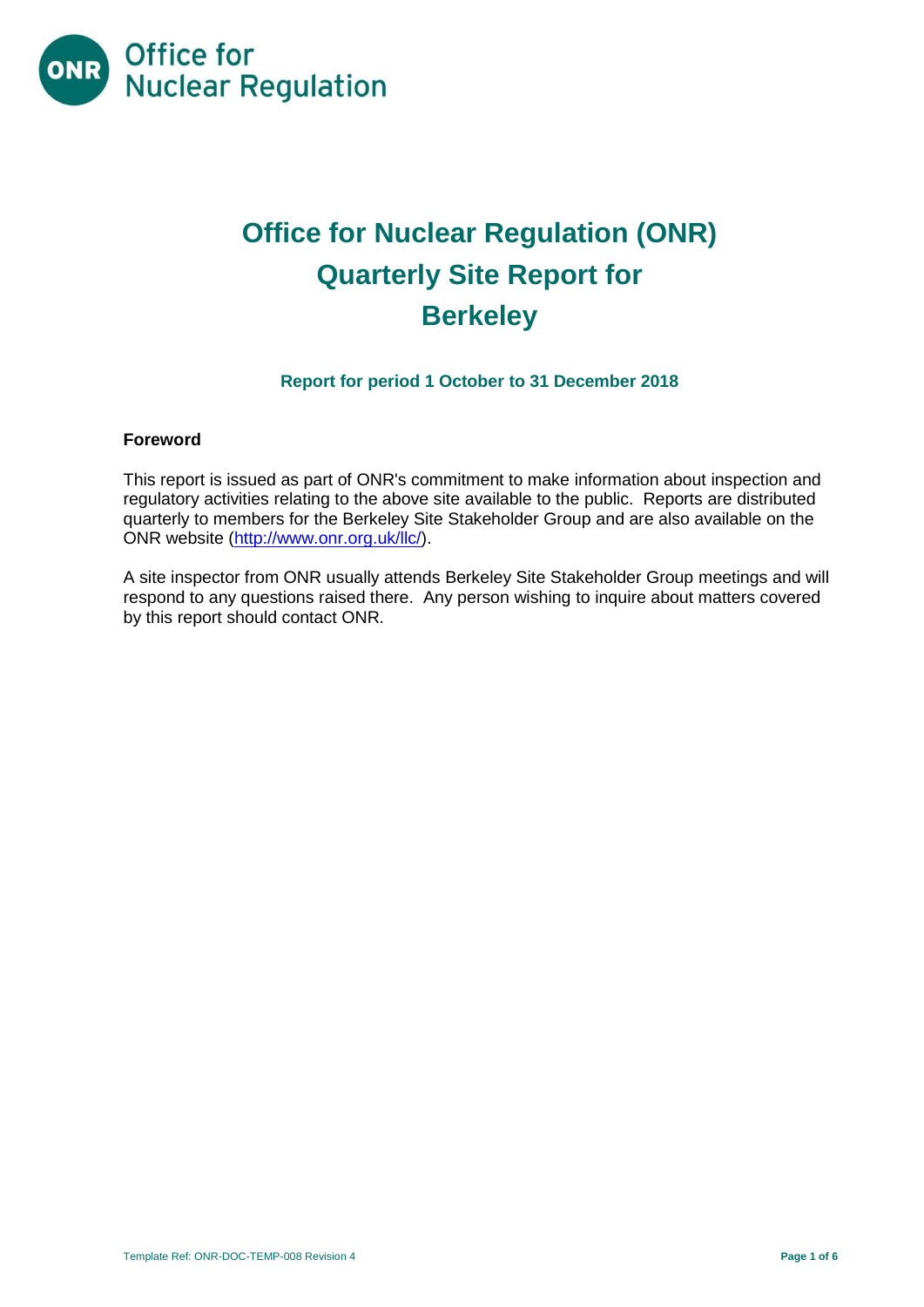# Office for Nuclear Regulation (ONR) Quarterly Site Report for Berkeley

### Report for period 1 October to 31 December 2018

**Foreword**

This report is issued as part of ONR's commitment to make information about inspection and regulatory activities relating to the above site available to the public. Reports are distributed quarterly to members for the Berkeley Site Stakeholder Group and are also available on the ONR website (http://www.onr.org.uk/llc/).

A site inspector from ONR usually attends Berkeley Site Stakeholder Group meetings and will respond to any questions raised there. Any person wishing to inquire about matters covered by this report should contact ONR.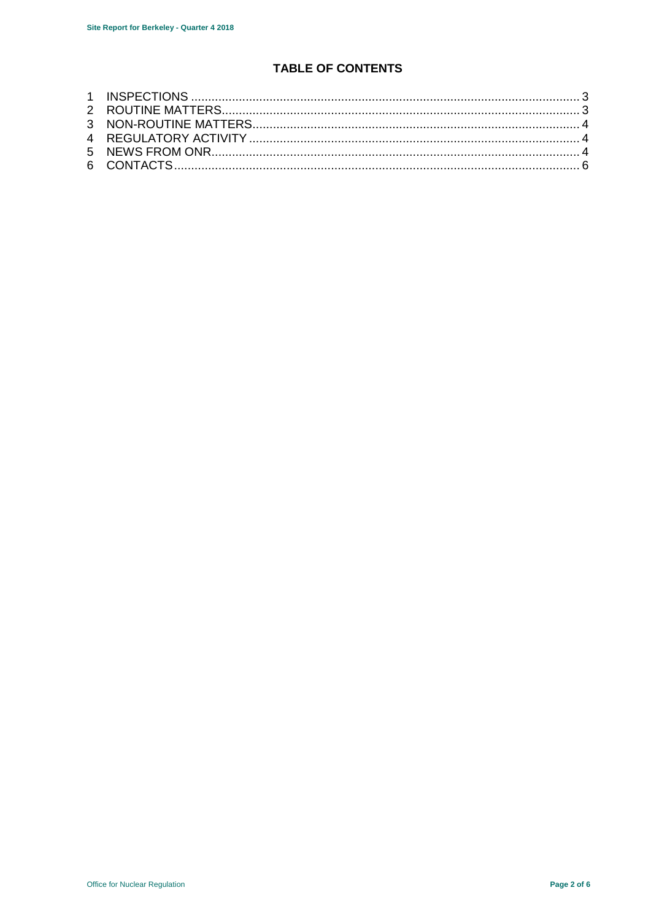## TABLE OF CONTENTS

1 INSPECTIONS .......... 3
2 ROUTINE MATTERS .......... 3
3 NON-ROUTINE MATTERS .......... 4
4 REGULATORY ACTIVITY .......... 4
5 NEWS FROM ONR .......... 4
6 CONTACTS .......... 6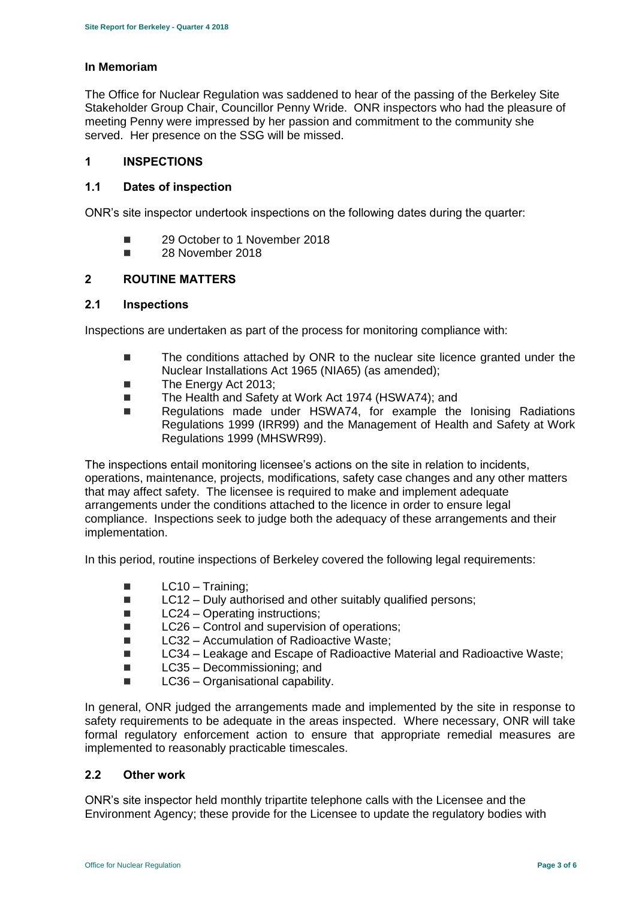## In Memoriam

The Office for Nuclear Regulation was saddened to hear of the passing of the Berkeley Site Stakeholder Group Chair, Councillor Penny Wride. ONR inspectors who had the pleasure of meeting Penny were impressed by her passion and commitment to the community she served. Her presence on the SSG will be missed.

## 1 INSPECTIONS

### 1.1 Dates of inspection

ONR's site inspector undertook inspections on the following dates during the quarter:

- 29 October to 1 November 2018
- 28 November 2018

## 2 ROUTINE MATTERS

### 2.1 Inspections

Inspections are undertaken as part of the process for monitoring compliance with:

- The conditions attached by ONR to the nuclear site licence granted under the Nuclear Installations Act 1965 (NIA65) (as amended);
- The Energy Act 2013;
- The Health and Safety at Work Act 1974 (HSWA74); and
- Regulations made under HSWA74, for example the Ionising Radiations Regulations 1999 (IRR99) and the Management of Health and Safety at Work Regulations 1999 (MHSWR99).

The inspections entail monitoring licensee's actions on the site in relation to incidents, operations, maintenance, projects, modifications, safety case changes and any other matters that may affect safety. The licensee is required to make and implement adequate arrangements under the conditions attached to the licence in order to ensure legal compliance. Inspections seek to judge both the adequacy of these arrangements and their implementation.

In this period, routine inspections of Berkeley covered the following legal requirements:

- LC10 – Training;
- LC12 – Duly authorised and other suitably qualified persons;
- LC24 – Operating instructions;
- LC26 – Control and supervision of operations;
- LC32 – Accumulation of Radioactive Waste;
- LC34 – Leakage and Escape of Radioactive Material and Radioactive Waste;
- LC35 – Decommissioning; and
- LC36 – Organisational capability.

In general, ONR judged the arrangements made and implemented by the site in response to safety requirements to be adequate in the areas inspected. Where necessary, ONR will take formal regulatory enforcement action to ensure that appropriate remedial measures are implemented to reasonably practicable timescales.

### 2.2 Other work

ONR's site inspector held monthly tripartite telephone calls with the Licensee and the Environment Agency; these provide for the Licensee to update the regulatory bodies with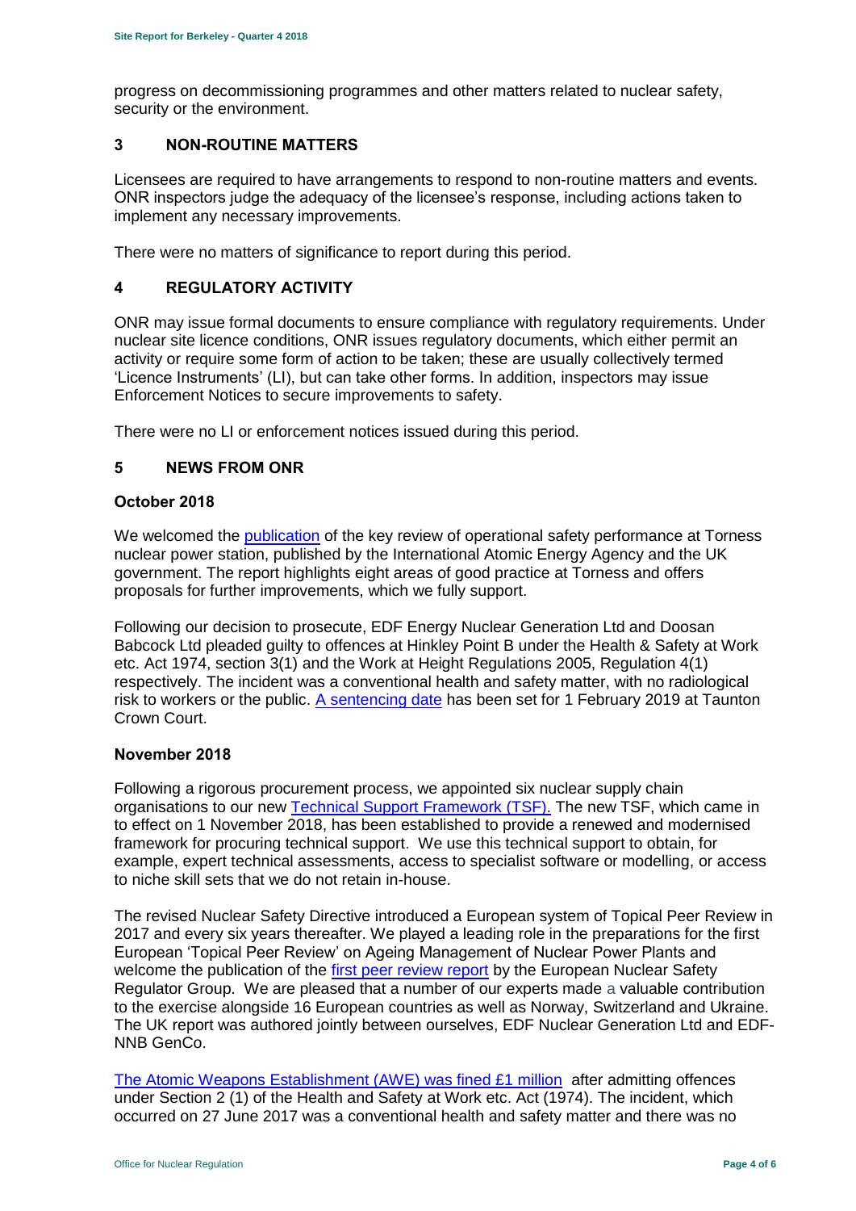progress on decommissioning programmes and other matters related to nuclear safety, security or the environment.

## 3 NON-ROUTINE MATTERS

Licensees are required to have arrangements to respond to non-routine matters and events. ONR inspectors judge the adequacy of the licensee's response, including actions taken to implement any necessary improvements.

There were no matters of significance to report during this period.

## 4 REGULATORY ACTIVITY

ONR may issue formal documents to ensure compliance with regulatory requirements. Under nuclear site licence conditions, ONR issues regulatory documents, which either permit an activity or require some form of action to be taken; these are usually collectively termed 'Licence Instruments' (LI), but can take other forms. In addition, inspectors may issue Enforcement Notices to secure improvements to safety.

There were no LI or enforcement notices issued during this period.

## 5 NEWS FROM ONR

### October 2018

We welcomed the publication of the key review of operational safety performance at Torness nuclear power station, published by the International Atomic Energy Agency and the UK government. The report highlights eight areas of good practice at Torness and offers proposals for further improvements, which we fully support.

Following our decision to prosecute, EDF Energy Nuclear Generation Ltd and Doosan Babcock Ltd pleaded guilty to offences at Hinkley Point B under the Health & Safety at Work etc. Act 1974, section 3(1) and the Work at Height Regulations 2005, Regulation 4(1) respectively. The incident was a conventional health and safety matter, with no radiological risk to workers or the public. A sentencing date has been set for 1 February 2019 at Taunton Crown Court.

### November 2018

Following a rigorous procurement process, we appointed six nuclear supply chain organisations to our new Technical Support Framework (TSF). The new TSF, which came in to effect on 1 November 2018, has been established to provide a renewed and modernised framework for procuring technical support. We use this technical support to obtain, for example, expert technical assessments, access to specialist software or modelling, or access to niche skill sets that we do not retain in-house.

The revised Nuclear Safety Directive introduced a European system of Topical Peer Review in 2017 and every six years thereafter. We played a leading role in the preparations for the first European 'Topical Peer Review' on Ageing Management of Nuclear Power Plants and welcome the publication of the first peer review report by the European Nuclear Safety Regulator Group. We are pleased that a number of our experts made a valuable contribution to the exercise alongside 16 European countries as well as Norway, Switzerland and Ukraine. The UK report was authored jointly between ourselves, EDF Nuclear Generation Ltd and EDF-NNB GenCo.

The Atomic Weapons Establishment (AWE) was fined £1 million after admitting offences under Section 2 (1) of the Health and Safety at Work etc. Act (1974). The incident, which occurred on 27 June 2017 was a conventional health and safety matter and there was no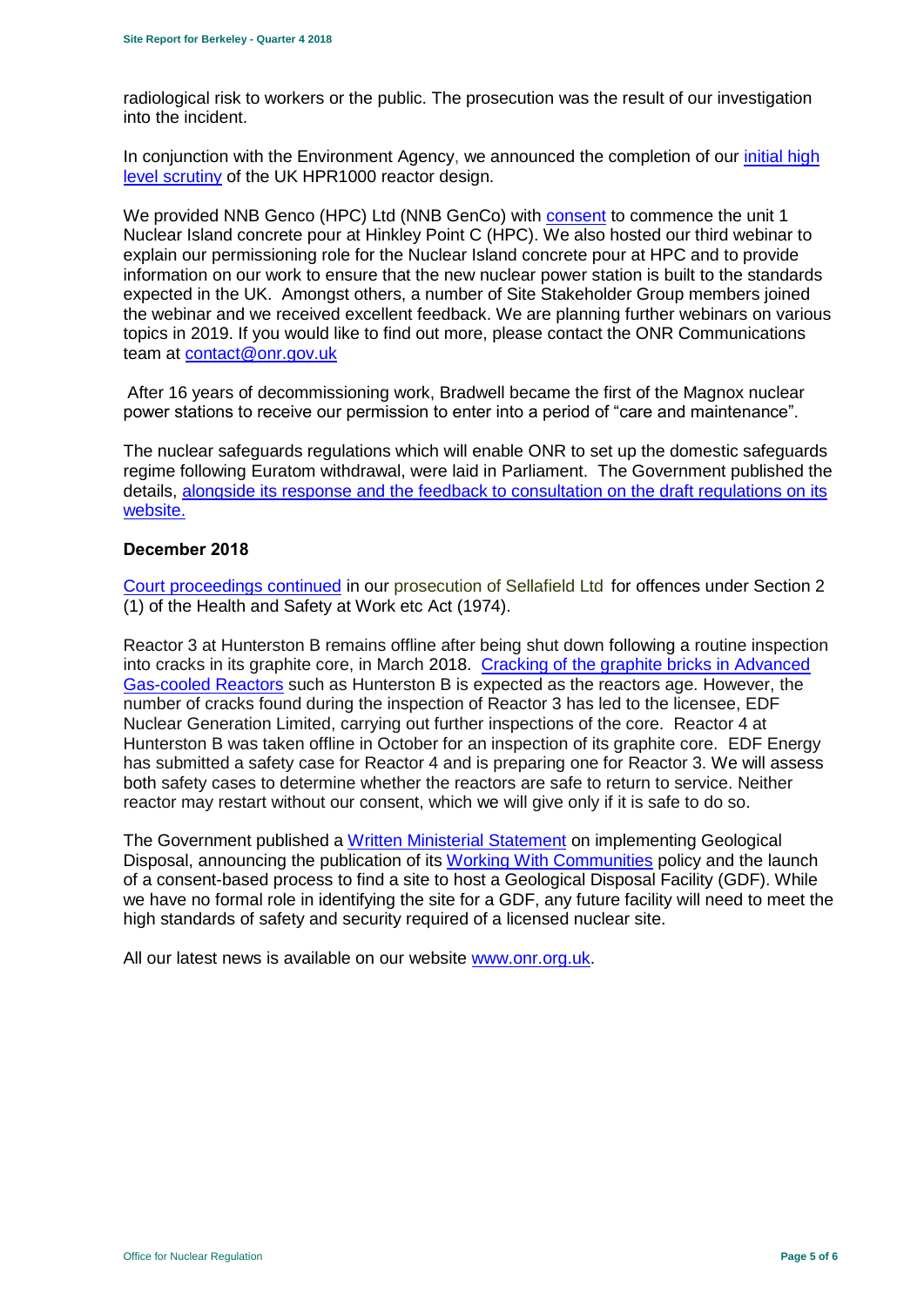radiological risk to workers or the public. The prosecution was the result of our investigation into the incident.

In conjunction with the Environment Agency, we announced the completion of our initial high level scrutiny of the UK HPR1000 reactor design.

We provided NNB Genco (HPC) Ltd (NNB GenCo) with consent to commence the unit 1 Nuclear Island concrete pour at Hinkley Point C (HPC). We also hosted our third webinar to explain our permissioning role for the Nuclear Island concrete pour at HPC and to provide information on our work to ensure that the new nuclear power station is built to the standards expected in the UK. Amongst others, a number of Site Stakeholder Group members joined the webinar and we received excellent feedback. We are planning further webinars on various topics in 2019. If you would like to find out more, please contact the ONR Communications team at contact@onr.gov.uk

After 16 years of decommissioning work, Bradwell became the first of the Magnox nuclear power stations to receive our permission to enter into a period of "care and maintenance".

The nuclear safeguards regulations which will enable ONR to set up the domestic safeguards regime following Euratom withdrawal, were laid in Parliament. The Government published the details, alongside its response and the feedback to consultation on the draft regulations on its website.

### December 2018

Court proceedings continued in our prosecution of Sellafield Ltd for offences under Section 2 (1) of the Health and Safety at Work etc Act (1974).

Reactor 3 at Hunterston B remains offline after being shut down following a routine inspection into cracks in its graphite core, in March 2018. Cracking of the graphite bricks in Advanced Gas-cooled Reactors such as Hunterston B is expected as the reactors age. However, the number of cracks found during the inspection of Reactor 3 has led to the licensee, EDF Nuclear Generation Limited, carrying out further inspections of the core. Reactor 4 at Hunterston B was taken offline in October for an inspection of its graphite core. EDF Energy has submitted a safety case for Reactor 4 and is preparing one for Reactor 3. We will assess both safety cases to determine whether the reactors are safe to return to service. Neither reactor may restart without our consent, which we will give only if it is safe to do so.

The Government published a Written Ministerial Statement on implementing Geological Disposal, announcing the publication of its Working With Communities policy and the launch of a consent-based process to find a site to host a Geological Disposal Facility (GDF). While we have no formal role in identifying the site for a GDF, any future facility will need to meet the high standards of safety and security required of a licensed nuclear site.

All our latest news is available on our website www.onr.org.uk.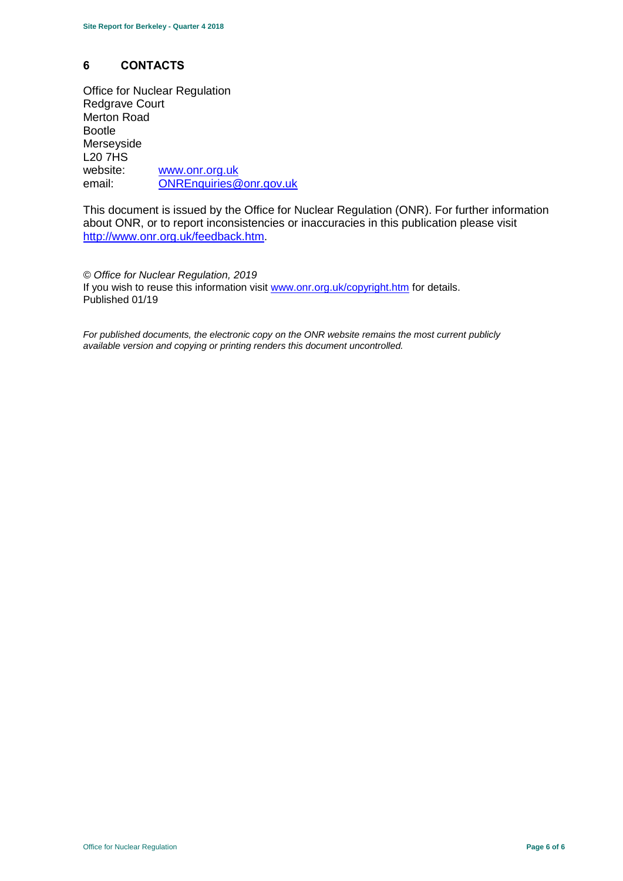## 6 CONTACTS

Office for Nuclear Regulation
Redgrave Court
Merton Road
Bootle
Merseyside
L20 7HS
website: www.onr.org.uk
email: ONREnquiries@onr.gov.uk

This document is issued by the Office for Nuclear Regulation (ONR). For further information about ONR, or to report inconsistencies or inaccuracies in this publication please visit http://www.onr.org.uk/feedback.htm.

*© Office for Nuclear Regulation, 2019*
If you wish to reuse this information visit www.onr.org.uk/copyright.htm for details.
Published 01/19

*For published documents, the electronic copy on the ONR website remains the most current publicly available version and copying or printing renders this document uncontrolled.*